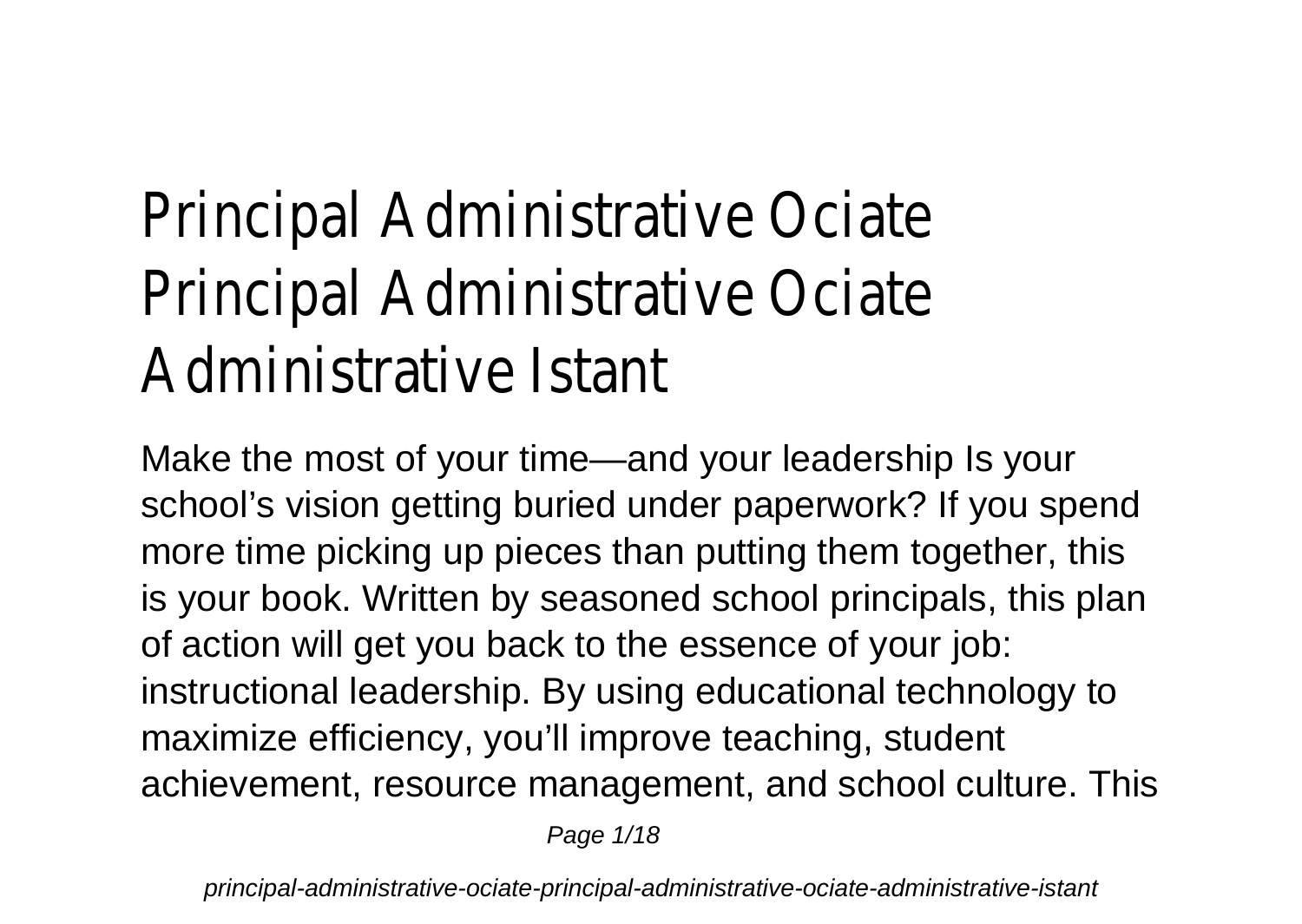# Principal Administrative Ociate Principal Administrative Ociate Administrative Istant

Make the most of your time—and your leadership Is your school's vision getting buried under paperwork? If you spend more time picking up pieces than putting them together, this is your book. Written by seasoned school principals, this plan of action will get you back to the essence of your job: instructional leadership. By using educational technology to maximize efficiency, you'll improve teaching, student achievement, resource management, and school culture. This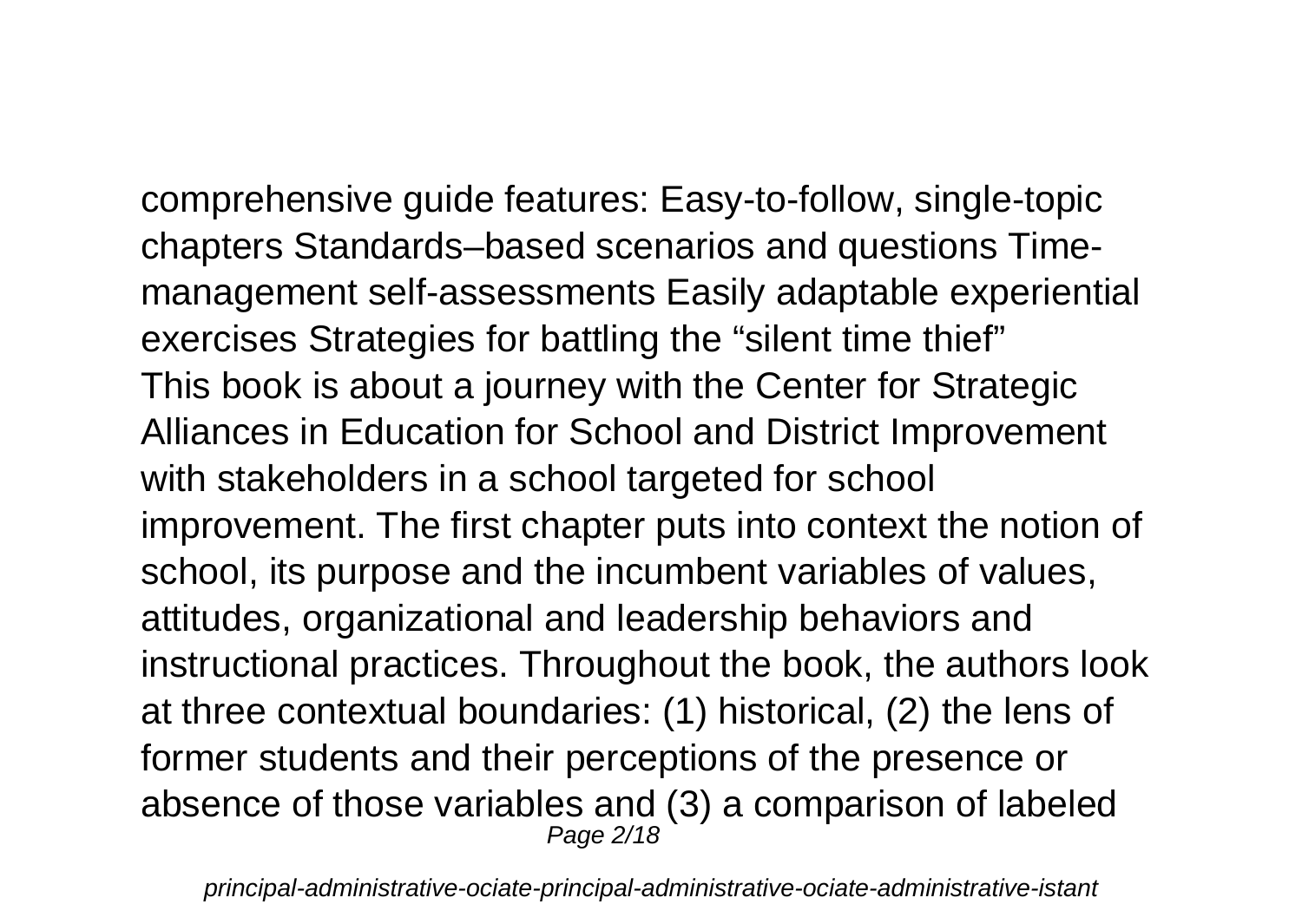comprehensive guide features: Easy-to-follow, single-topic chapters Standards–based scenarios and questions Time-management self-assessments Easily adaptable experiential exercises Strategies for battling the “silent time thief”

This book is about a journey with the Center for Strategic Alliances in Education for School and District Improvement with stakeholders in a school targeted for school improvement. The first chapter puts into context the notion of school, its purpose and the incumbent variables of values, attitudes, organizational and leadership behaviors and instructional practices. Throughout the book, the authors look at three contextual boundaries: (1) historical, (2) the lens of former students and their perceptions of the presence or absence of those variables and (3) a comparison of labeled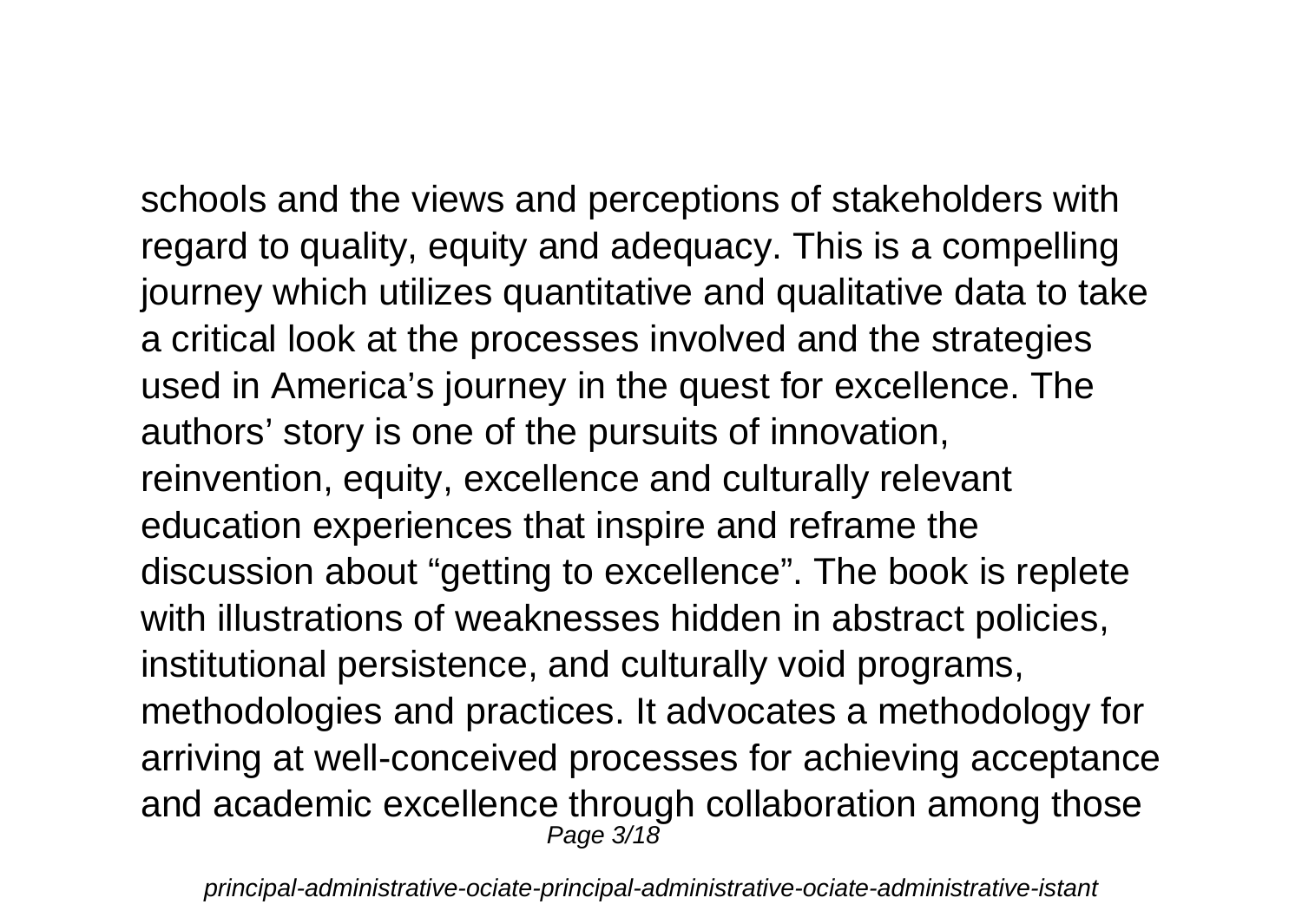schools and the views and perceptions of stakeholders with regard to quality, equity and adequacy. This is a compelling journey which utilizes quantitative and qualitative data to take a critical look at the processes involved and the strategies used in America’s journey in the quest for excellence. The authors’ story is one of the pursuits of innovation, reinvention, equity, excellence and culturally relevant education experiences that inspire and reframe the discussion about “getting to excellence”. The book is replete with illustrations of weaknesses hidden in abstract policies, institutional persistence, and culturally void programs, methodologies and practices. It advocates a methodology for arriving at well-conceived processes for achieving acceptance and academic excellence through collaboration among those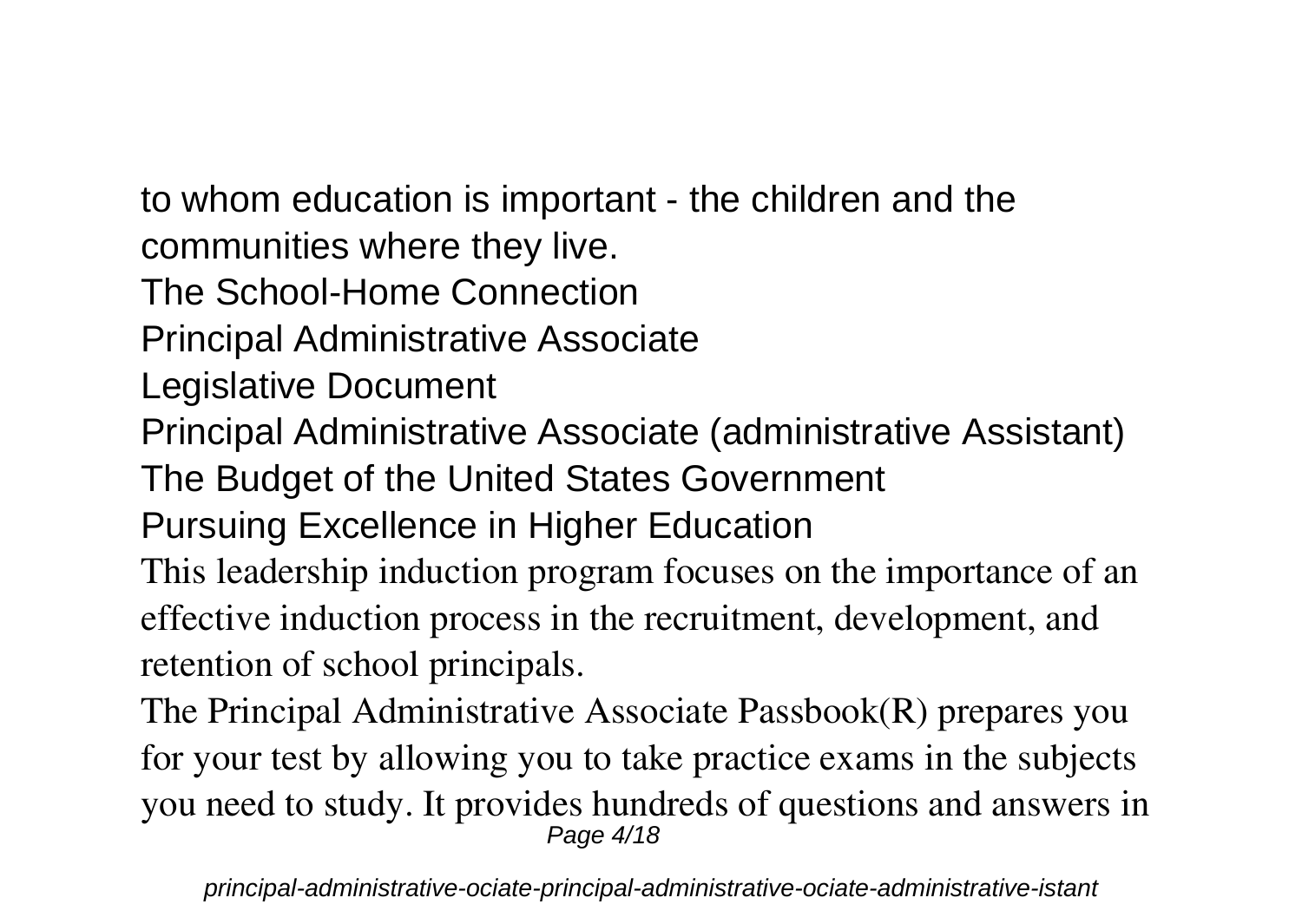to whom education is important - the children and the communities where they live.

The School-Home Connection

Principal Administrative Associate

Legislative Document

Principal Administrative Associate (administrative Assistant)

The Budget of the United States Government

Pursuing Excellence in Higher Education

This leadership induction program focuses on the importance of an effective induction process in the recruitment, development, and retention of school principals.

The Principal Administrative Associate Passbook(R) prepares you for your test by allowing you to take practice exams in the subjects you need to study. It provides hundreds of questions and answers in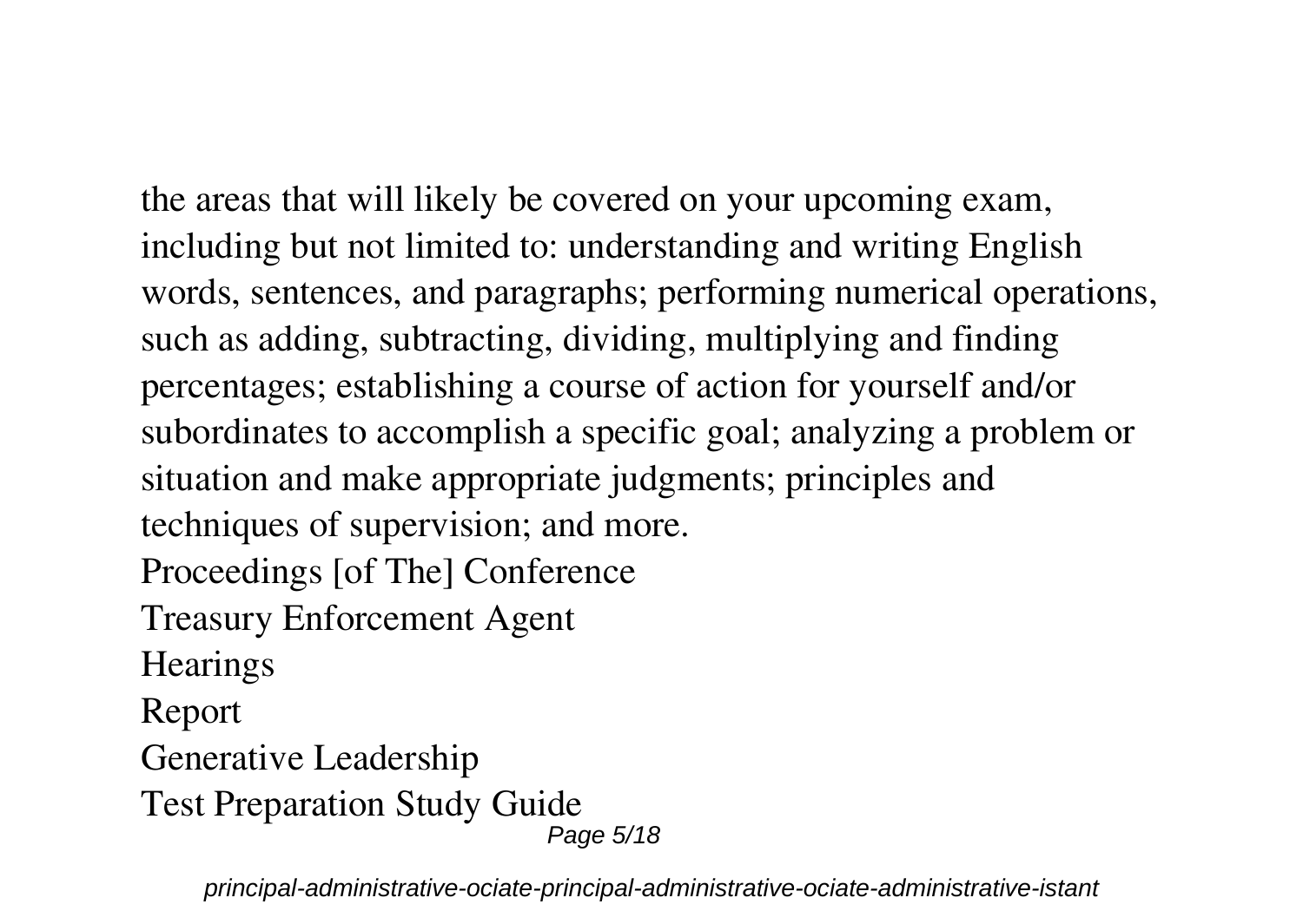the areas that will likely be covered on your upcoming exam, including but not limited to: understanding and writing English words, sentences, and paragraphs; performing numerical operations, such as adding, subtracting, dividing, multiplying and finding percentages; establishing a course of action for yourself and/or subordinates to accomplish a specific goal; analyzing a problem or situation and make appropriate judgments; principles and techniques of supervision; and more.

Proceedings [of The] Conference

Treasury Enforcement Agent

Hearings

Report

Generative Leadership

Test Preparation Study Guide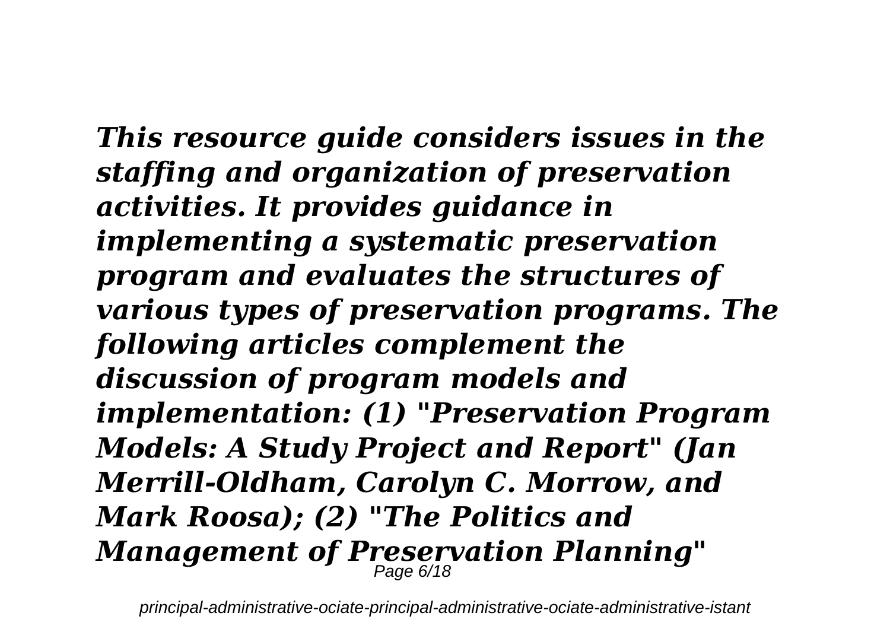***This resource guide considers issues in the staffing and organization of preservation activities. It provides guidance in implementing a systematic preservation program and evaluates the structures of various types of preservation programs. The following articles complement the discussion of program models and implementation: (1) "Preservation Program Models: A Study Project and Report" (Jan Merrill-Oldham, Carolyn C. Morrow, and Mark Roosa); (2) "The Politics and Management of Preservation Planning"***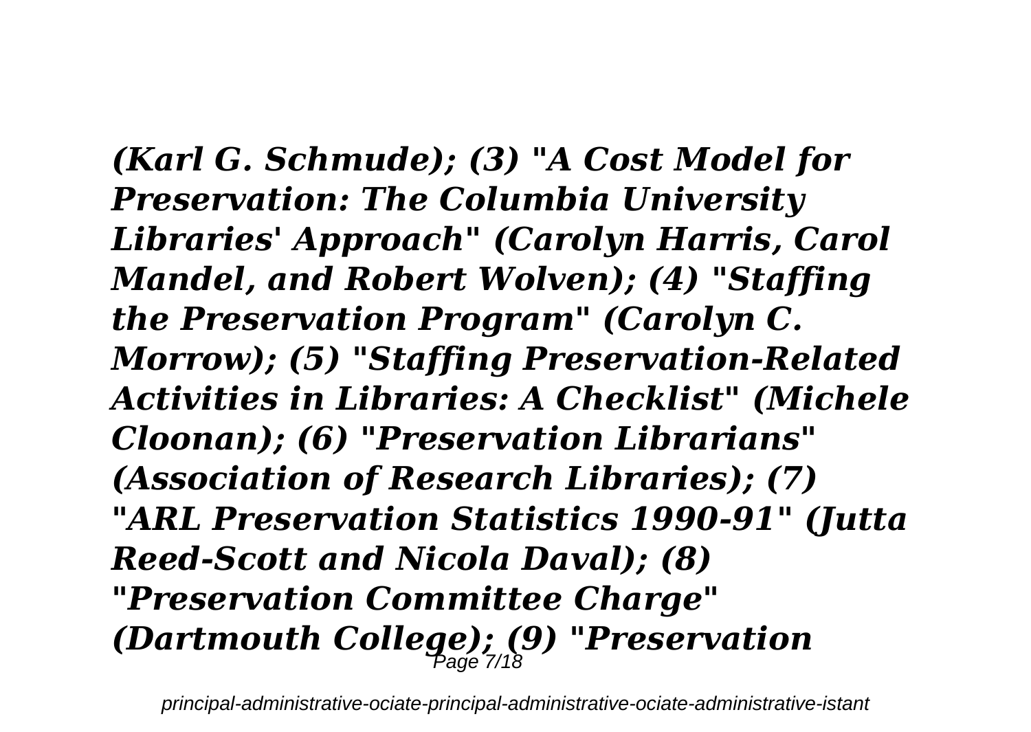***(Karl G. Schmude); (3) "A Cost Model for Preservation: The Columbia University Libraries' Approach" (Carolyn Harris, Carol Mandel, and Robert Wolven); (4) "Staffing the Preservation Program" (Carolyn C. Morrow); (5) "Staffing Preservation-Related Activities in Libraries: A Checklist" (Michele Cloonan); (6) "Preservation Librarians" (Association of Research Libraries); (7) "ARL Preservation Statistics 1990-91" (Jutta Reed-Scott and Nicola Daval); (8) "Preservation Committee Charge" (Dartmouth College); (9) "Preservation***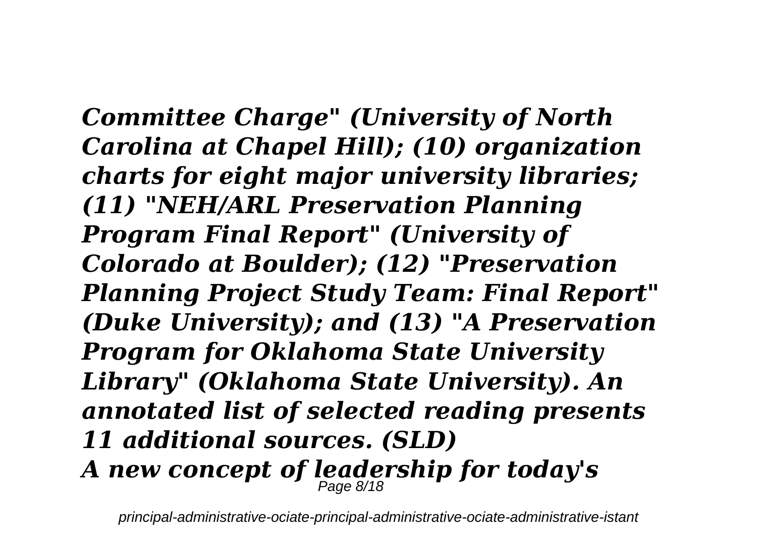***Committee Charge" (University of North Carolina at Chapel Hill); (10) organization charts for eight major university libraries; (11) "NEH/ARL Preservation Planning Program Final Report" (University of Colorado at Boulder); (12) "Preservation Planning Project Study Team: Final Report" (Duke University); and (13) "A Preservation Program for Oklahoma State University Library" (Oklahoma State University). An annotated list of selected reading presents 11 additional sources. (SLD)***

***A new concept of leadership for today's***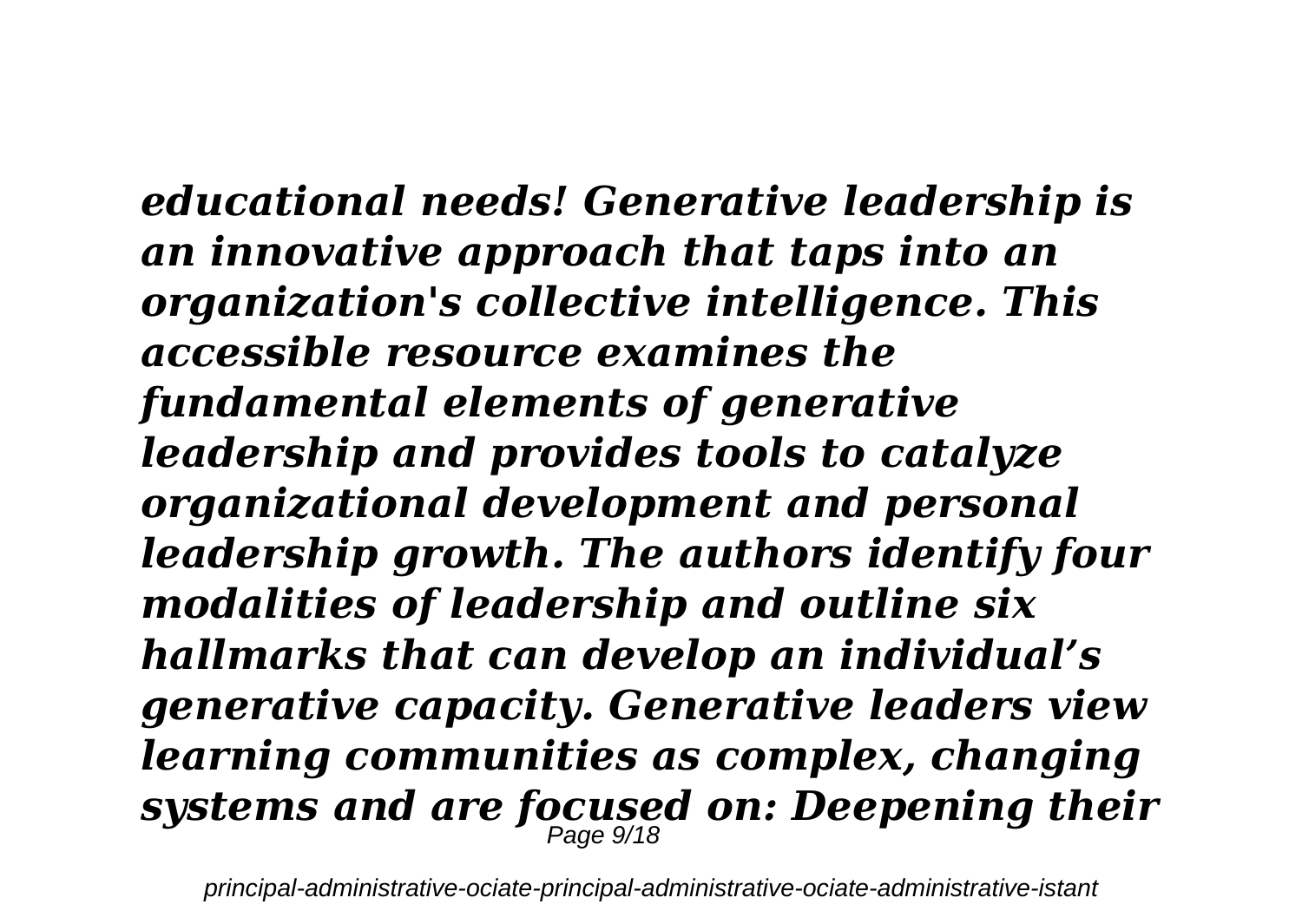*educational needs! Generative leadership is an innovative approach that taps into an organization's collective intelligence. This accessible resource examines the fundamental elements of generative leadership and provides tools to catalyze organizational development and personal leadership growth. The authors identify four modalities of leadership and outline six hallmarks that can develop an individual’s generative capacity. Generative leaders view learning communities as complex, changing systems and are focused on: Deepening their*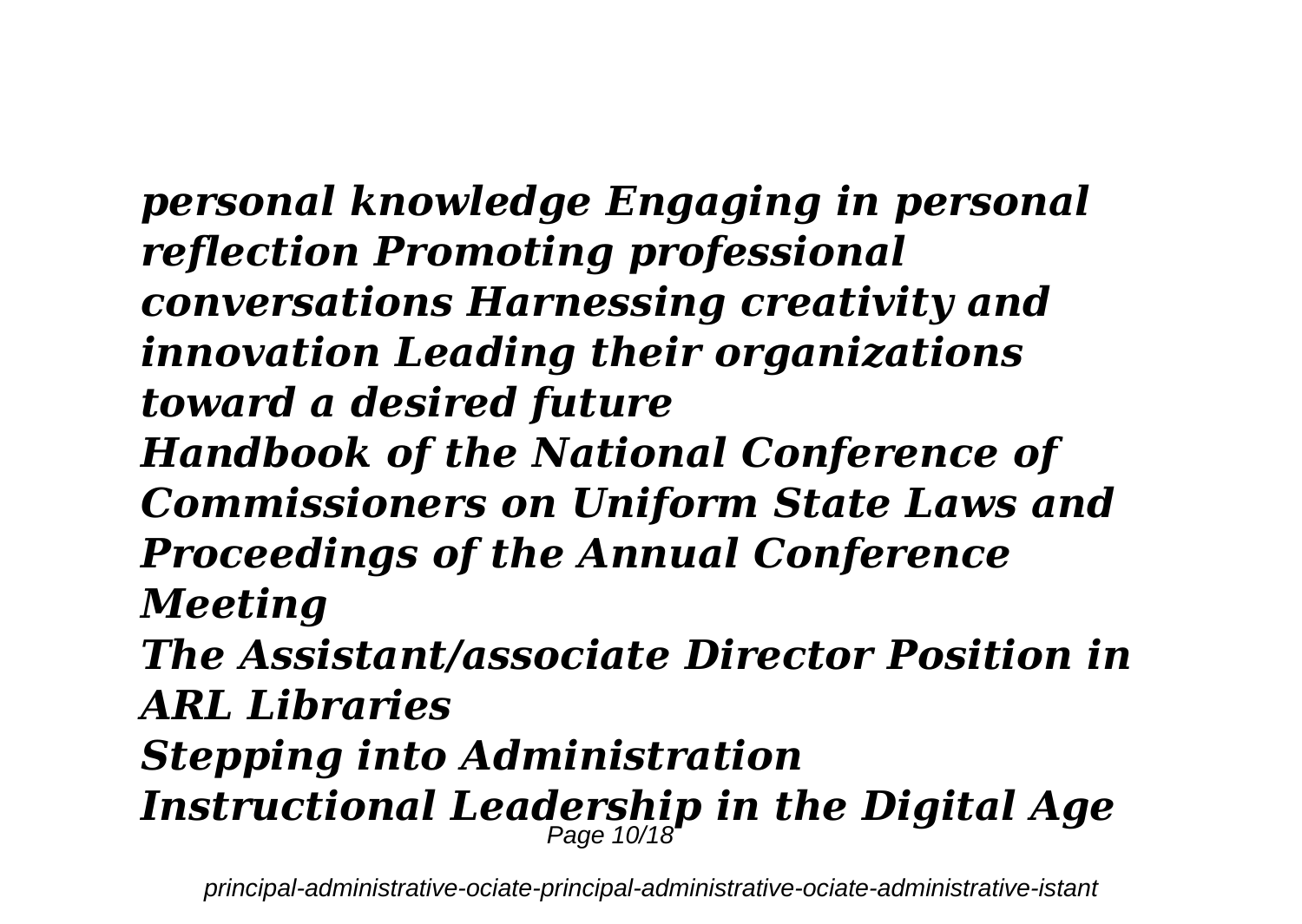*personal knowledge Engaging in personal reflection Promoting professional conversations Harnessing creativity and innovation Leading their organizations toward a desired future*

***Handbook of the National Conference of Commissioners on Uniform State Laws and Proceedings of the Annual Conference Meeting***

***The Assistant/associate Director Position in ARL Libraries***

***Stepping into Administration***

***Instructional Leadership in the Digital Age***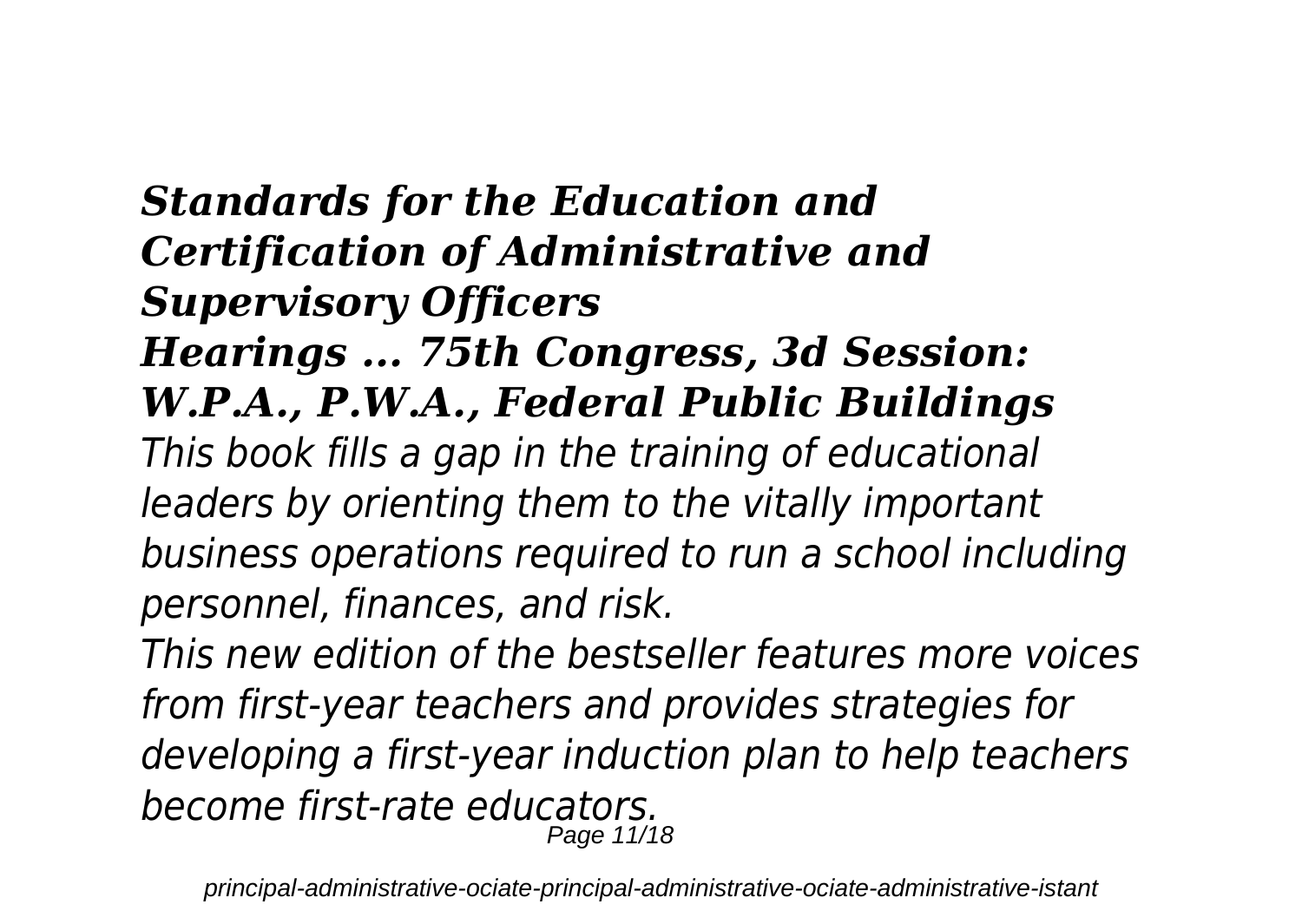## *Standards for the Education and Certification of Administrative and Supervisory Officers*

## *Hearings ... 75th Congress, 3d Session: W.P.A., P.W.A., Federal Public Buildings*

*This book fills a gap in the training of educational leaders by orienting them to the vitally important business operations required to run a school including personnel, finances, and risk.*

*This new edition of the bestseller features more voices from first-year teachers and provides strategies for developing a first-year induction plan to help teachers become first-rate educators.*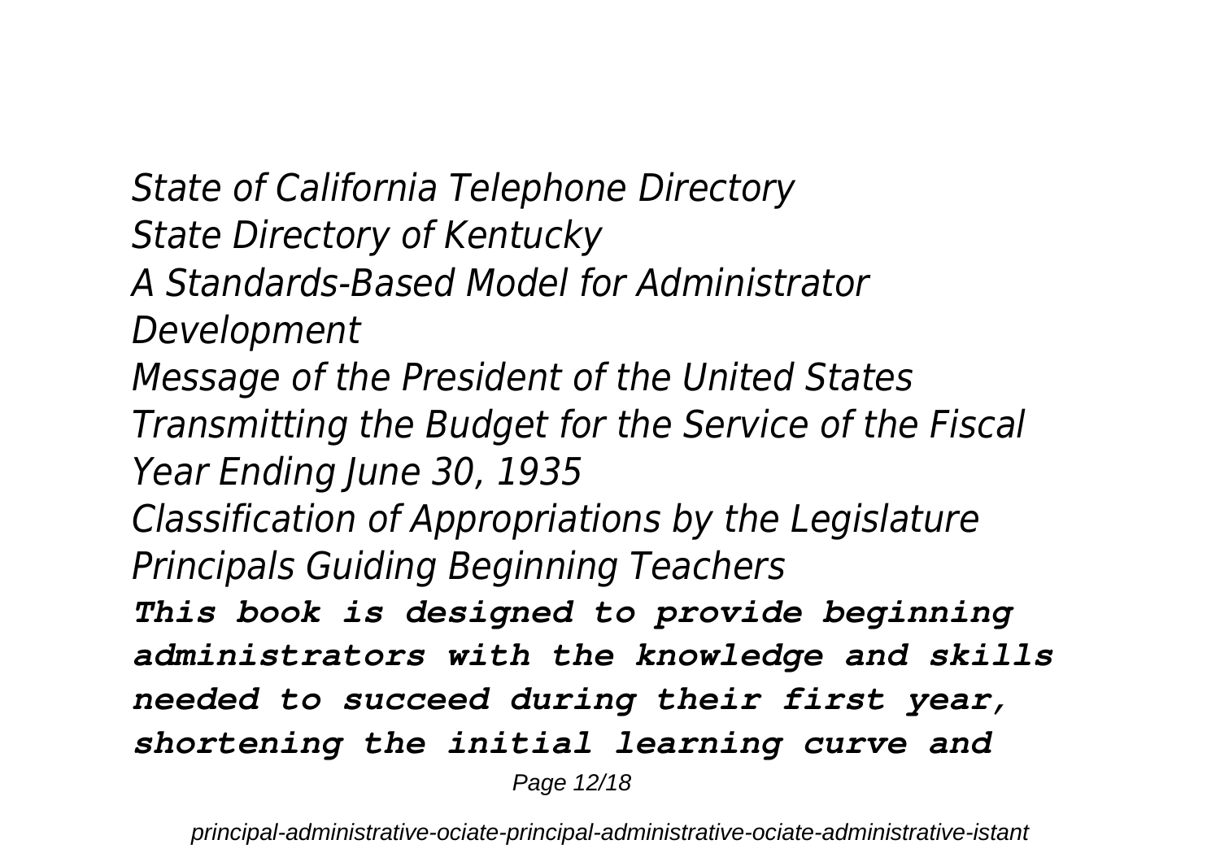*State of California Telephone Directory*
*State Directory of Kentucky*
*A Standards-Based Model for Administrator Development*
*Message of the President of the United States Transmitting the Budget for the Service of the Fiscal Year Ending June 30, 1935*
*Classification of Appropriations by the Legislature*
*Principals Guiding Beginning Teachers*

***This book is designed to provide beginning administrators with the knowledge and skills needed to succeed during their first year, shortening the initial learning curve and***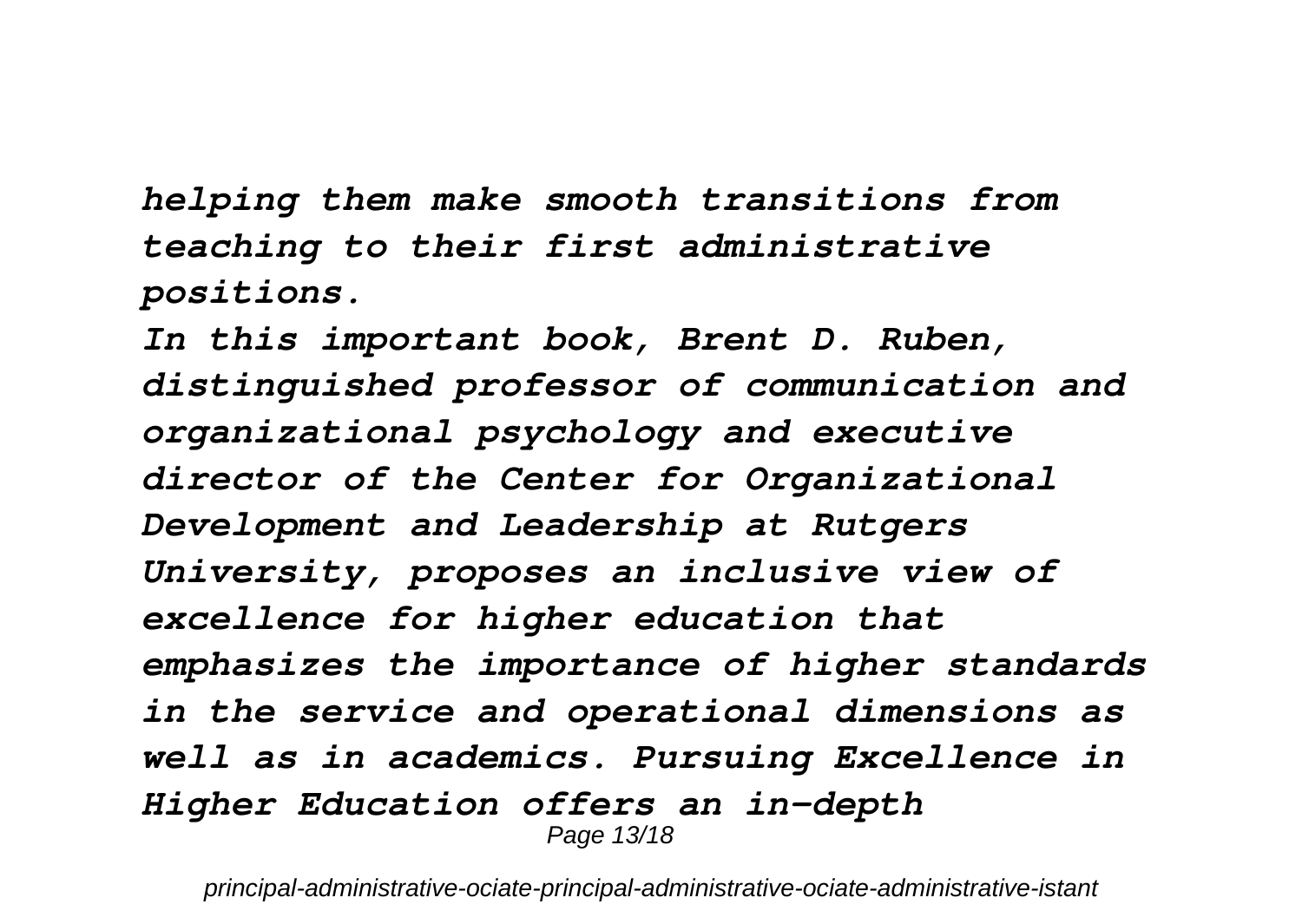*helping them make smooth transitions from teaching to their first administrative positions.*

*In this important book, Brent D. Ruben, distinguished professor of communication and organizational psychology and executive director of the Center for Organizational Development and Leadership at Rutgers University, proposes an inclusive view of excellence for higher education that emphasizes the importance of higher standards in the service and operational dimensions as well as in academics. Pursuing Excellence in Higher Education offers an in-depth*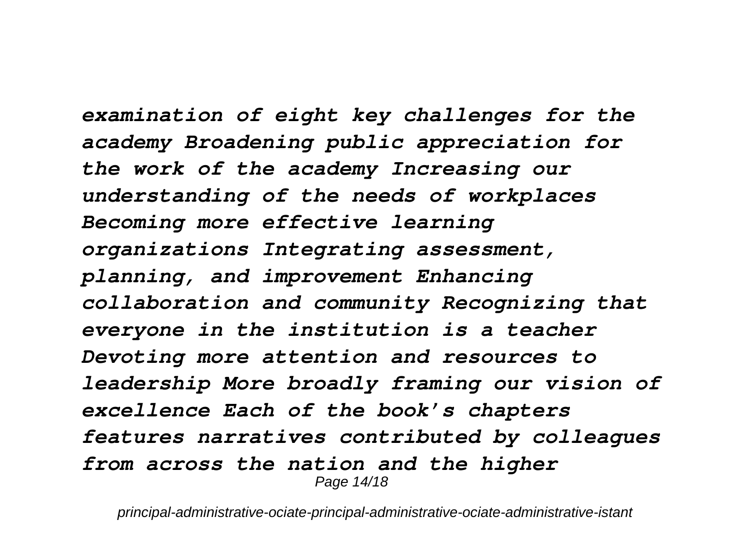*examination of eight key challenges for the academy Broadening public appreciation for the work of the academy Increasing our understanding of the needs of workplaces Becoming more effective learning organizations Integrating assessment, planning, and improvement Enhancing collaboration and community Recognizing that everyone in the institution is a teacher Devoting more attention and resources to leadership More broadly framing our vision of excellence Each of the book's chapters features narratives contributed by colleagues from across the nation and the higher*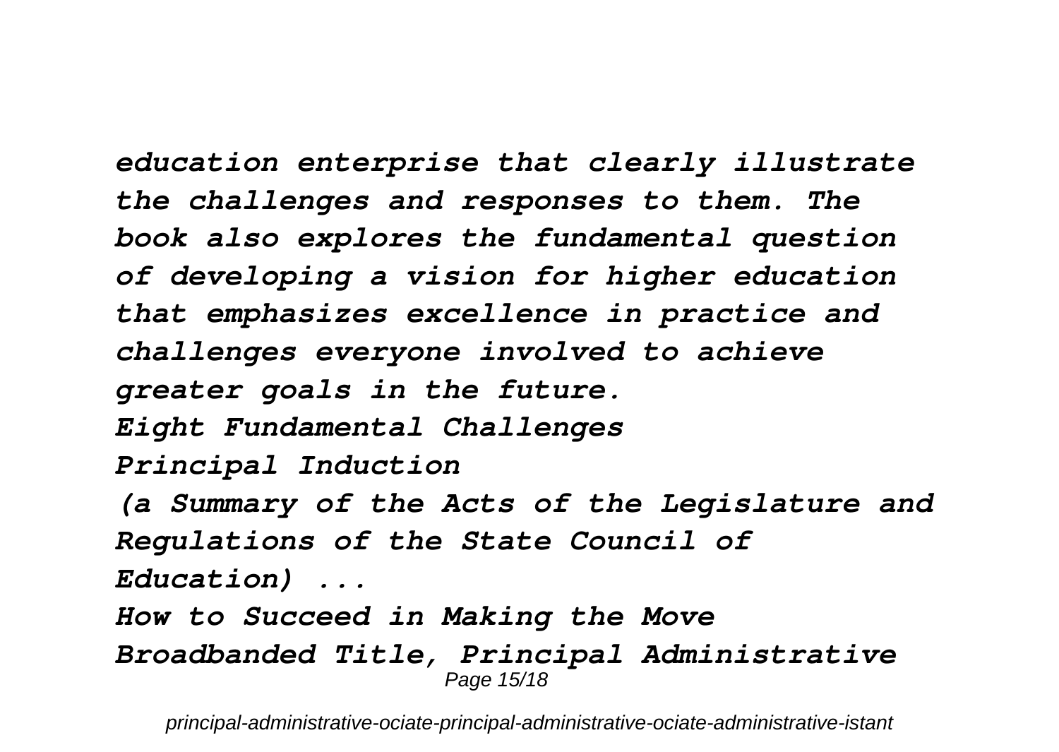*education enterprise that clearly illustrate the challenges and responses to them. The book also explores the fundamental question of developing a vision for higher education that emphasizes excellence in practice and challenges everyone involved to achieve greater goals in the future.*

*Eight Fundamental Challenges*

*Principal Induction*

*(a Summary of the Acts of the Legislature and Regulations of the State Council of Education) ...*

*How to Succeed in Making the Move*

*Broadbanded Title, Principal Administrative*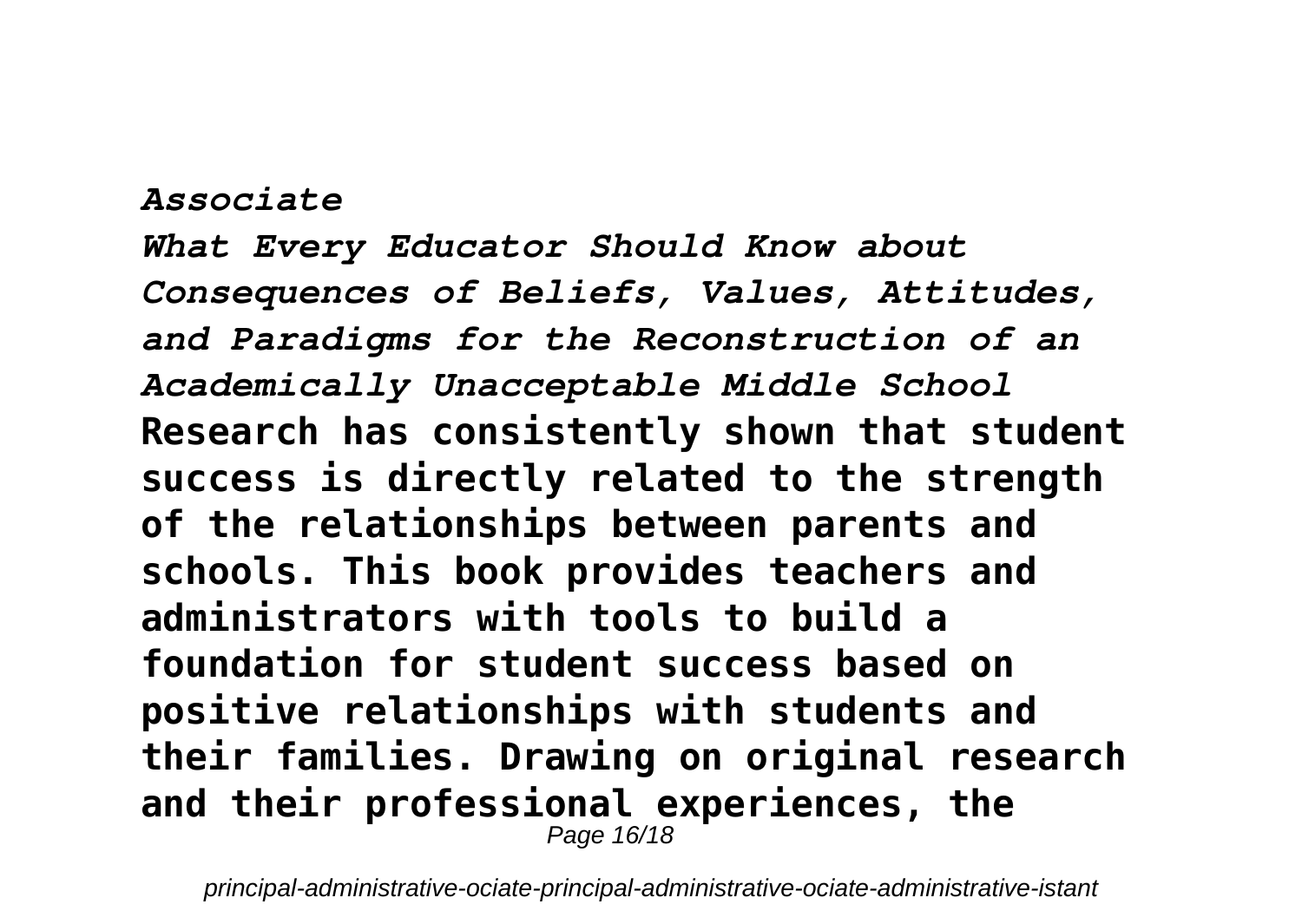*Associate*

*What Every Educator Should Know about Consequences of Beliefs, Values, Attitudes, and Paradigms for the Reconstruction of an Academically Unacceptable Middle School*

**Research has consistently shown that student success is directly related to the strength of the relationships between parents and schools. This book provides teachers and administrators with tools to build a foundation for student success based on positive relationships with students and their families. Drawing on original research and their professional experiences, the**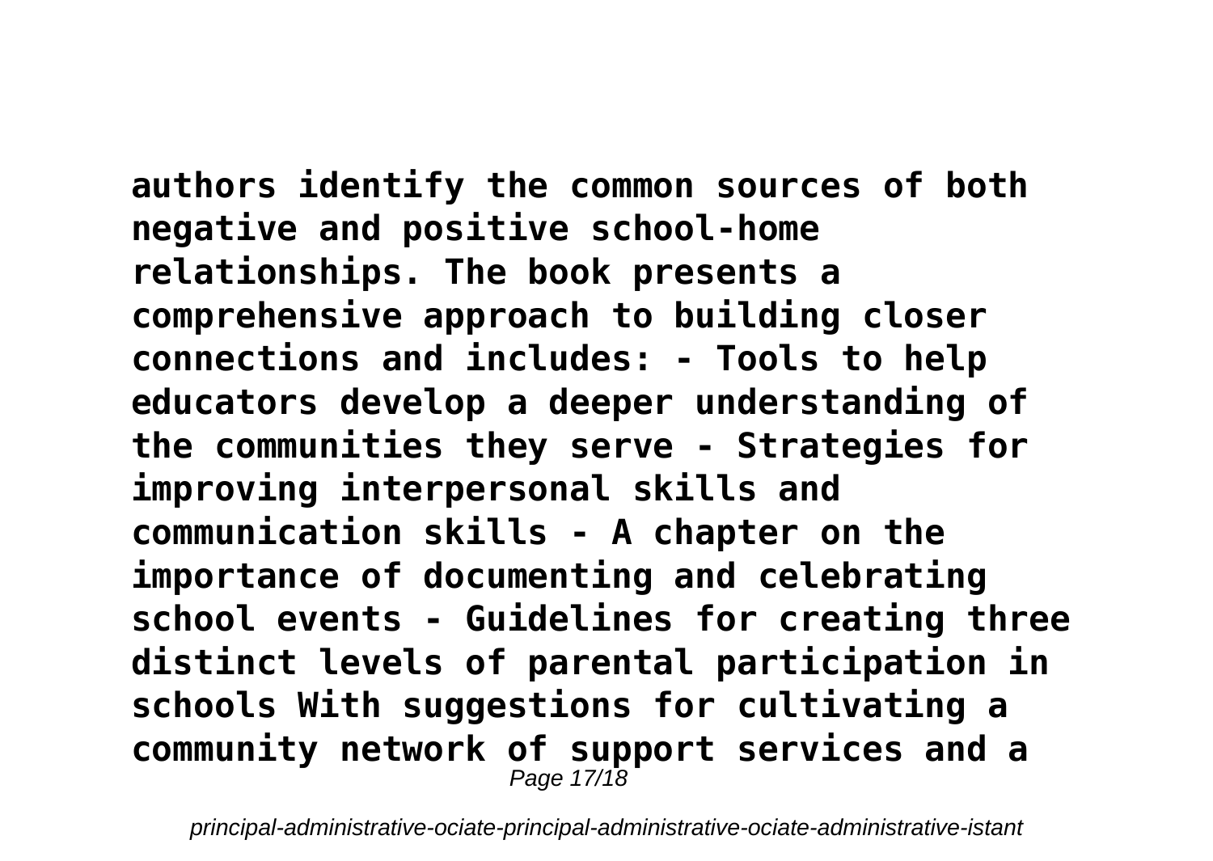**authors identify the common sources of both negative and positive school-home relationships. The book presents a comprehensive approach to building closer connections and includes: - Tools to help educators develop a deeper understanding of the communities they serve - Strategies for improving interpersonal skills and communication skills - A chapter on the importance of documenting and celebrating school events - Guidelines for creating three distinct levels of parental participation in schools With suggestions for cultivating a community network of support services and a**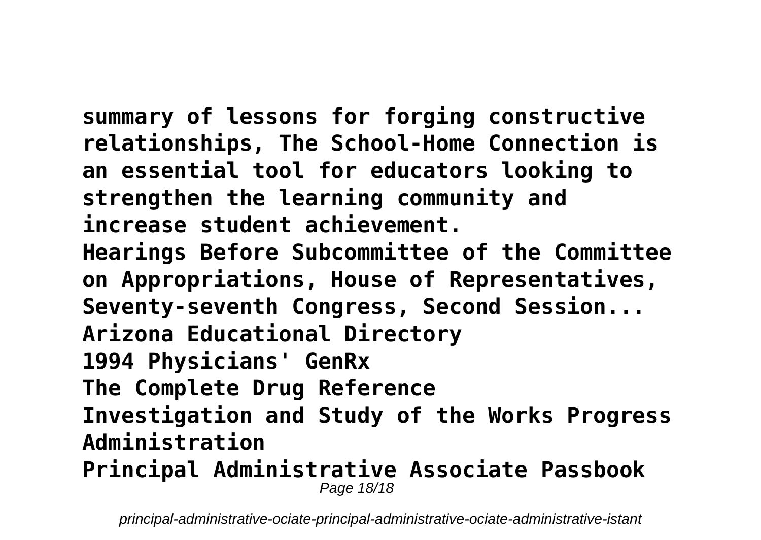**summary of lessons for forging constructive relationships, The School-Home Connection is an essential tool for educators looking to strengthen the learning community and increase student achievement.**

**Hearings Before Subcommittee of the Committee on Appropriations, House of Representatives, Seventy-seventh Congress, Second Session...**

**Arizona Educational Directory**

**1994 Physicians' GenRx**

**The Complete Drug Reference**

**Investigation and Study of the Works Progress Administration**

**Principal Administrative Associate Passbook**